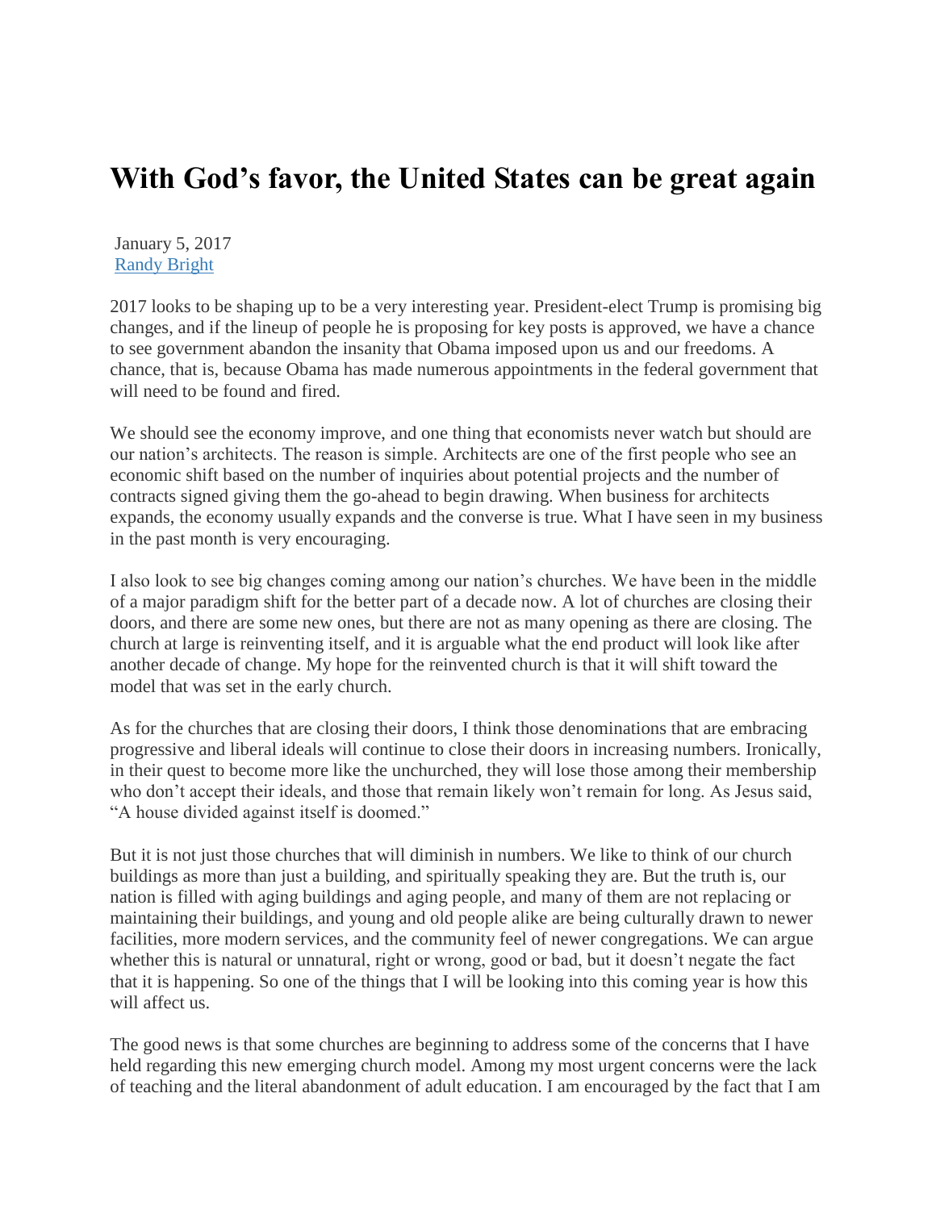# With God's favor, the United States can be great again

January 5, 2017
[Randy Bright]

2017 looks to be shaping up to be a very interesting year. President-elect Trump is promising big changes, and if the lineup of people he is proposing for key posts is approved, we have a chance to see government abandon the insanity that Obama imposed upon us and our freedoms. A chance, that is, because Obama has made numerous appointments in the federal government that will need to be found and fired.

We should see the economy improve, and one thing that economists never watch but should are our nation's architects. The reason is simple. Architects are one of the first people who see an economic shift based on the number of inquiries about potential projects and the number of contracts signed giving them the go-ahead to begin drawing. When business for architects expands, the economy usually expands and the converse is true. What I have seen in my business in the past month is very encouraging.

I also look to see big changes coming among our nation's churches. We have been in the middle of a major paradigm shift for the better part of a decade now. A lot of churches are closing their doors, and there are some new ones, but there are not as many opening as there are closing. The church at large is reinventing itself, and it is arguable what the end product will look like after another decade of change. My hope for the reinvented church is that it will shift toward the model that was set in the early church.

As for the churches that are closing their doors, I think those denominations that are embracing progressive and liberal ideals will continue to close their doors in increasing numbers. Ironically, in their quest to become more like the unchurched, they will lose those among their membership who don't accept their ideals, and those that remain likely won't remain for long. As Jesus said, "A house divided against itself is doomed."

But it is not just those churches that will diminish in numbers. We like to think of our church buildings as more than just a building, and spiritually speaking they are. But the truth is, our nation is filled with aging buildings and aging people, and many of them are not replacing or maintaining their buildings, and young and old people alike are being culturally drawn to newer facilities, more modern services, and the community feel of newer congregations. We can argue whether this is natural or unnatural, right or wrong, good or bad, but it doesn't negate the fact that it is happening. So one of the things that I will be looking into this coming year is how this will affect us.

The good news is that some churches are beginning to address some of the concerns that I have held regarding this new emerging church model. Among my most urgent concerns were the lack of teaching and the literal abandonment of adult education. I am encouraged by the fact that I am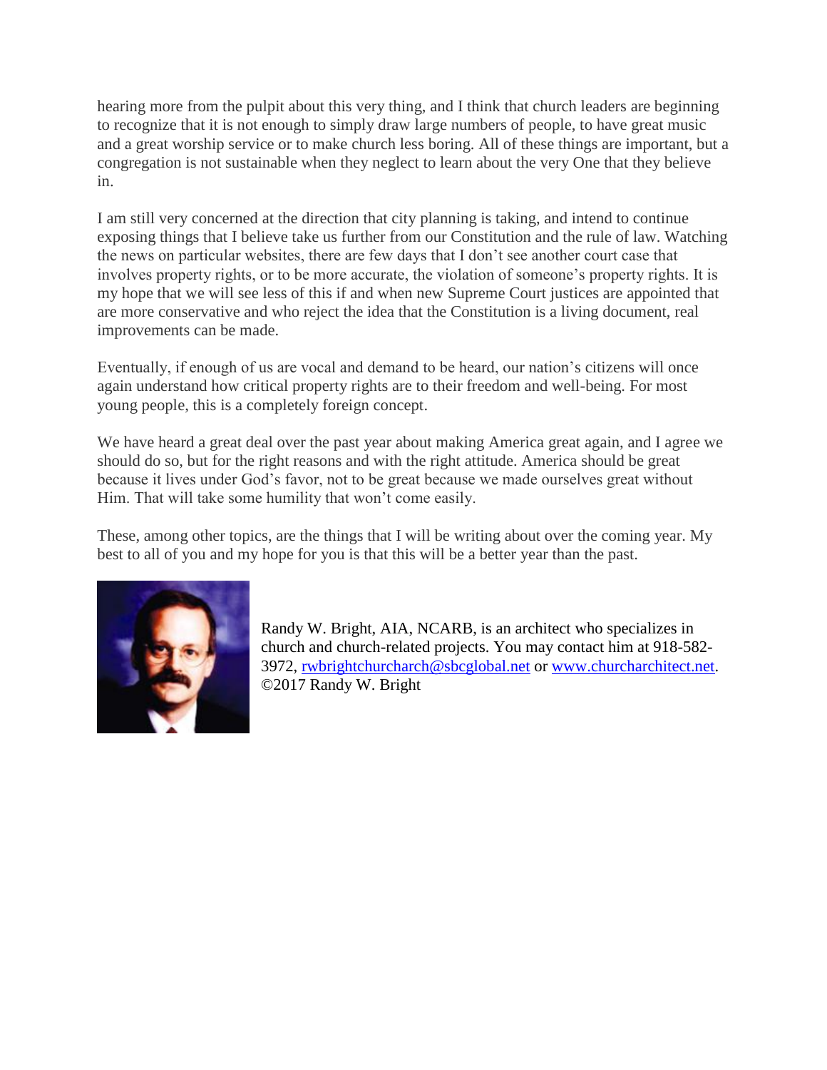hearing more from the pulpit about this very thing, and I think that church leaders are beginning to recognize that it is not enough to simply draw large numbers of people, to have great music and a great worship service or to make church less boring. All of these things are important, but a congregation is not sustainable when they neglect to learn about the very One that they believe in.

I am still very concerned at the direction that city planning is taking, and intend to continue exposing things that I believe take us further from our Constitution and the rule of law. Watching the news on particular websites, there are few days that I don't see another court case that involves property rights, or to be more accurate, the violation of someone's property rights. It is my hope that we will see less of this if and when new Supreme Court justices are appointed that are more conservative and who reject the idea that the Constitution is a living document, real improvements can be made.

Eventually, if enough of us are vocal and demand to be heard, our nation's citizens will once again understand how critical property rights are to their freedom and well-being. For most young people, this is a completely foreign concept.

We have heard a great deal over the past year about making America great again, and I agree we should do so, but for the right reasons and with the right attitude. America should be great because it lives under God's favor, not to be great because we made ourselves great without Him. That will take some humility that won't come easily.

These, among other topics, are the things that I will be writing about over the coming year. My best to all of you and my hope for you is that this will be a better year than the past.

Randy W. Bright, AIA, NCARB, is an architect who specializes in church and church-related projects. You may contact him at 918-582-3972, rwbrightchurcharch@sbcglobal.net or www.churcharchitect.net. ©2017 Randy W. Bright